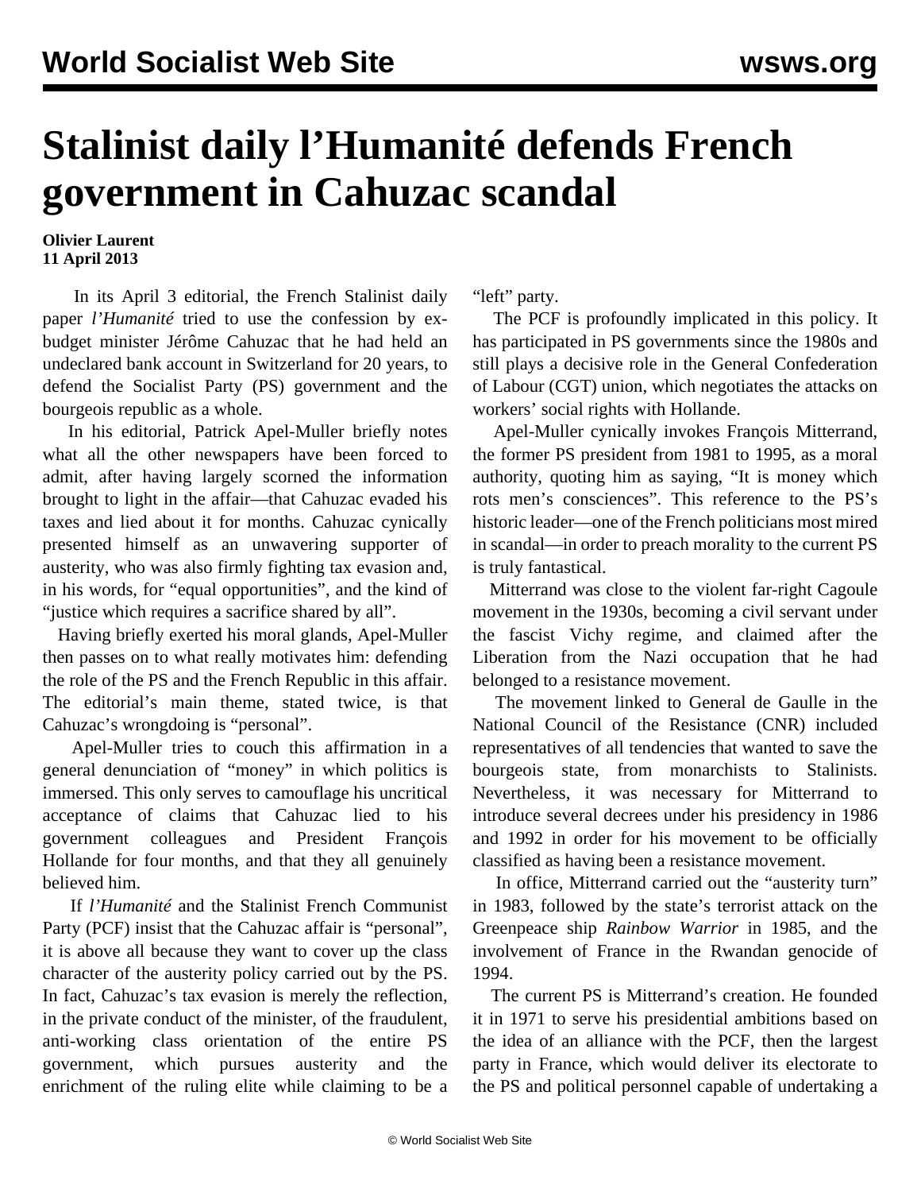# Stalinist daily l'Humanité defends French government in Cahuzac scandal

**Olivier Laurent**
**11 April 2013**

In its April 3 editorial, the French Stalinist daily paper *l'Humanité* tried to use the confession by ex-budget minister Jérôme Cahuzac that he had held an undeclared bank account in Switzerland for 20 years, to defend the Socialist Party (PS) government and the bourgeois republic as a whole.

In his editorial, Patrick Apel-Muller briefly notes what all the other newspapers have been forced to admit, after having largely scorned the information brought to light in the affair—that Cahuzac evaded his taxes and lied about it for months. Cahuzac cynically presented himself as an unwavering supporter of austerity, who was also firmly fighting tax evasion and, in his words, for "equal opportunities", and the kind of "justice which requires a sacrifice shared by all".

Having briefly exerted his moral glands, Apel-Muller then passes on to what really motivates him: defending the role of the PS and the French Republic in this affair. The editorial's main theme, stated twice, is that Cahuzac's wrongdoing is "personal".

Apel-Muller tries to couch this affirmation in a general denunciation of "money" in which politics is immersed. This only serves to camouflage his uncritical acceptance of claims that Cahuzac lied to his government colleagues and President François Hollande for four months, and that they all genuinely believed him.

If *l'Humanité* and the Stalinist French Communist Party (PCF) insist that the Cahuzac affair is "personal", it is above all because they want to cover up the class character of the austerity policy carried out by the PS. In fact, Cahuzac's tax evasion is merely the reflection, in the private conduct of the minister, of the fraudulent, anti-working class orientation of the entire PS government, which pursues austerity and the enrichment of the ruling elite while claiming to be a "left" party.

The PCF is profoundly implicated in this policy. It has participated in PS governments since the 1980s and still plays a decisive role in the General Confederation of Labour (CGT) union, which negotiates the attacks on workers' social rights with Hollande.

Apel-Muller cynically invokes François Mitterrand, the former PS president from 1981 to 1995, as a moral authority, quoting him as saying, "It is money which rots men's consciences". This reference to the PS's historic leader—one of the French politicians most mired in scandal—in order to preach morality to the current PS is truly fantastical.

Mitterrand was close to the violent far-right Cagoule movement in the 1930s, becoming a civil servant under the fascist Vichy regime, and claimed after the Liberation from the Nazi occupation that he had belonged to a resistance movement.

The movement linked to General de Gaulle in the National Council of the Resistance (CNR) included representatives of all tendencies that wanted to save the bourgeois state, from monarchists to Stalinists. Nevertheless, it was necessary for Mitterrand to introduce several decrees under his presidency in 1986 and 1992 in order for his movement to be officially classified as having been a resistance movement.

In office, Mitterrand carried out the "austerity turn" in 1983, followed by the state's terrorist attack on the Greenpeace ship *Rainbow Warrior* in 1985, and the involvement of France in the Rwandan genocide of 1994.

The current PS is Mitterrand's creation. He founded it in 1971 to serve his presidential ambitions based on the idea of an alliance with the PCF, then the largest party in France, which would deliver its electorate to the PS and political personnel capable of undertaking a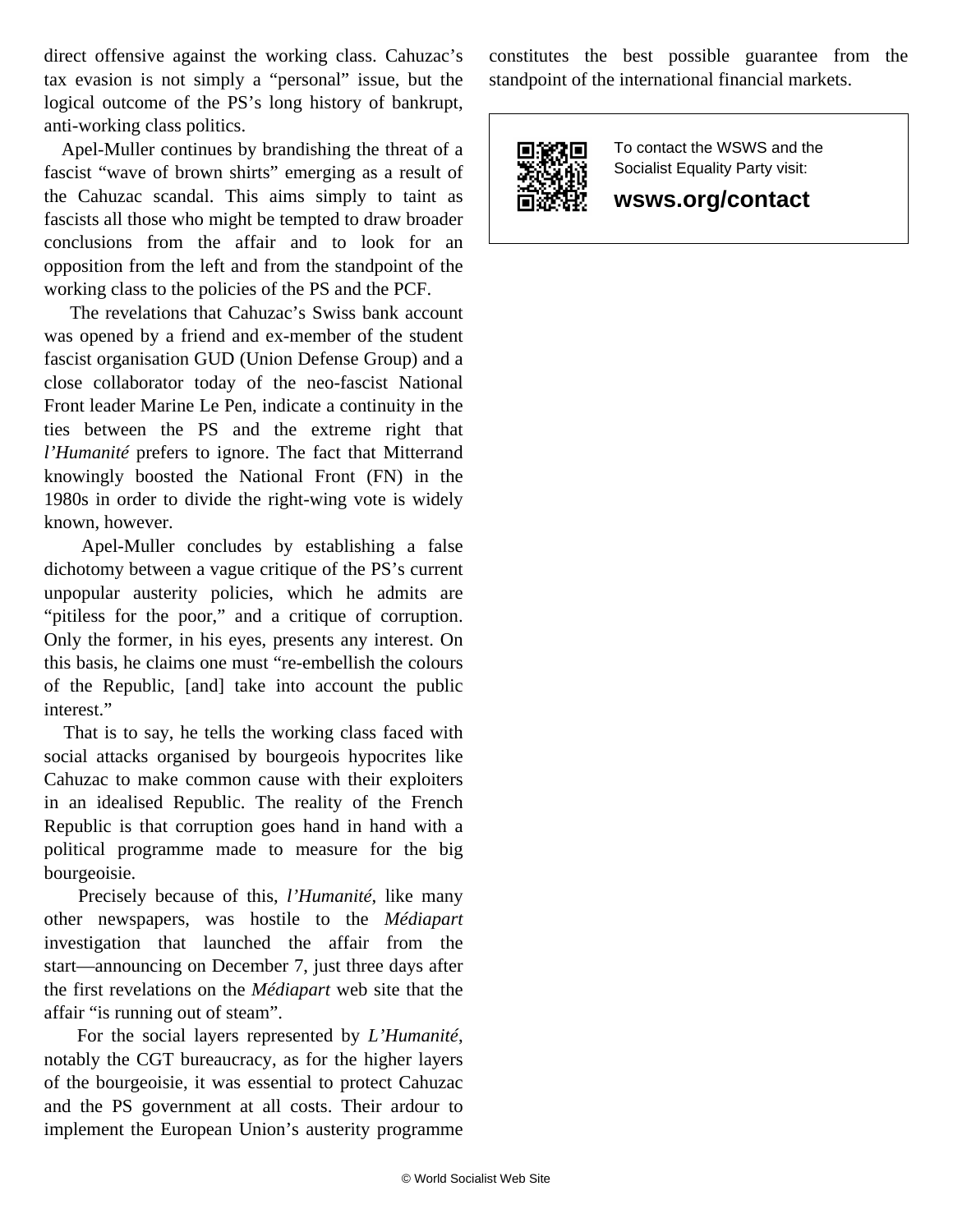direct offensive against the working class. Cahuzac's tax evasion is not simply a "personal" issue, but the logical outcome of the PS's long history of bankrupt, anti-working class politics.

Apel-Muller continues by brandishing the threat of a fascist "wave of brown shirts" emerging as a result of the Cahuzac scandal. This aims simply to taint as fascists all those who might be tempted to draw broader conclusions from the affair and to look for an opposition from the left and from the standpoint of the working class to the policies of the PS and the PCF.

The revelations that Cahuzac's Swiss bank account was opened by a friend and ex-member of the student fascist organisation GUD (Union Defense Group) and a close collaborator today of the neo-fascist National Front leader Marine Le Pen, indicate a continuity in the ties between the PS and the extreme right that *l'Humanité* prefers to ignore. The fact that Mitterrand knowingly boosted the National Front (FN) in the 1980s in order to divide the right-wing vote is widely known, however.

Apel-Muller concludes by establishing a false dichotomy between a vague critique of the PS's current unpopular austerity policies, which he admits are "pitiless for the poor," and a critique of corruption. Only the former, in his eyes, presents any interest. On this basis, he claims one must "re-embellish the colours of the Republic, [and] take into account the public interest."

That is to say, he tells the working class faced with social attacks organised by bourgeois hypocrites like Cahuzac to make common cause with their exploiters in an idealised Republic. The reality of the French Republic is that corruption goes hand in hand with a political programme made to measure for the big bourgeoisie.

Precisely because of this, *l'Humanité*, like many other newspapers, was hostile to the *Médiapart* investigation that launched the affair from the start—announcing on December 7, just three days after the first revelations on the *Médiapart* web site that the affair "is running out of steam".

For the social layers represented by *L'Humanité*, notably the CGT bureaucracy, as for the higher layers of the bourgeoisie, it was essential to protect Cahuzac and the PS government at all costs. Their ardour to implement the European Union's austerity programme constitutes the best possible guarantee from the standpoint of the international financial markets.

To contact the WSWS and the Socialist Equality Party visit:

**wsws.org/contact**